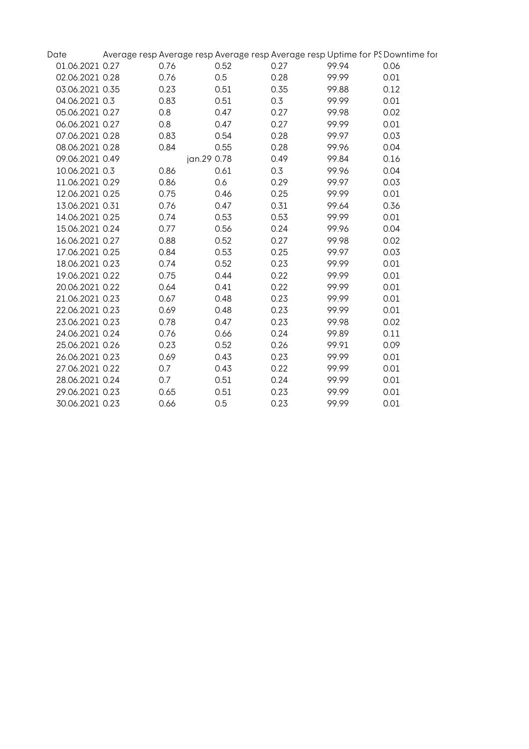| Date | Average resp | Average resp | Average resp | Average resp | Uptime for PS | Downtime for |
|---|---|---|---|---|---|---|
| 01.06.2021 | 0.27 | 0.76 | 0.52 | 0.27 | 99.94 | 0.06 |
| 02.06.2021 | 0.28 | 0.76 | 0.5 | 0.28 | 99.99 | 0.01 |
| 03.06.2021 | 0.35 | 0.23 | 0.51 | 0.35 | 99.88 | 0.12 |
| 04.06.2021 | 0.3 | 0.83 | 0.51 | 0.3 | 99.99 | 0.01 |
| 05.06.2021 | 0.27 | 0.8 | 0.47 | 0.27 | 99.98 | 0.02 |
| 06.06.2021 | 0.27 | 0.8 | 0.47 | 0.27 | 99.99 | 0.01 |
| 07.06.2021 | 0.28 | 0.83 | 0.54 | 0.28 | 99.97 | 0.03 |
| 08.06.2021 | 0.28 | 0.84 | 0.55 | 0.28 | 99.96 | 0.04 |
| 09.06.2021 | 0.49 | jan.29 | 0.78 | 0.49 | 99.84 | 0.16 |
| 10.06.2021 | 0.3 | 0.86 | 0.61 | 0.3 | 99.96 | 0.04 |
| 11.06.2021 | 0.29 | 0.86 | 0.6 | 0.29 | 99.97 | 0.03 |
| 12.06.2021 | 0.25 | 0.75 | 0.46 | 0.25 | 99.99 | 0.01 |
| 13.06.2021 | 0.31 | 0.76 | 0.47 | 0.31 | 99.64 | 0.36 |
| 14.06.2021 | 0.25 | 0.74 | 0.53 | 0.53 | 99.99 | 0.01 |
| 15.06.2021 | 0.24 | 0.77 | 0.56 | 0.24 | 99.96 | 0.04 |
| 16.06.2021 | 0.27 | 0.88 | 0.52 | 0.27 | 99.98 | 0.02 |
| 17.06.2021 | 0.25 | 0.84 | 0.53 | 0.25 | 99.97 | 0.03 |
| 18.06.2021 | 0.23 | 0.74 | 0.52 | 0.23 | 99.99 | 0.01 |
| 19.06.2021 | 0.22 | 0.75 | 0.44 | 0.22 | 99.99 | 0.01 |
| 20.06.2021 | 0.22 | 0.64 | 0.41 | 0.22 | 99.99 | 0.01 |
| 21.06.2021 | 0.23 | 0.67 | 0.48 | 0.23 | 99.99 | 0.01 |
| 22.06.2021 | 0.23 | 0.69 | 0.48 | 0.23 | 99.99 | 0.01 |
| 23.06.2021 | 0.23 | 0.78 | 0.47 | 0.23 | 99.98 | 0.02 |
| 24.06.2021 | 0.24 | 0.76 | 0.66 | 0.24 | 99.89 | 0.11 |
| 25.06.2021 | 0.26 | 0.23 | 0.52 | 0.26 | 99.91 | 0.09 |
| 26.06.2021 | 0.23 | 0.69 | 0.43 | 0.23 | 99.99 | 0.01 |
| 27.06.2021 | 0.22 | 0.7 | 0.43 | 0.22 | 99.99 | 0.01 |
| 28.06.2021 | 0.24 | 0.7 | 0.51 | 0.24 | 99.99 | 0.01 |
| 29.06.2021 | 0.23 | 0.65 | 0.51 | 0.23 | 99.99 | 0.01 |
| 30.06.2021 | 0.23 | 0.66 | 0.5 | 0.23 | 99.99 | 0.01 |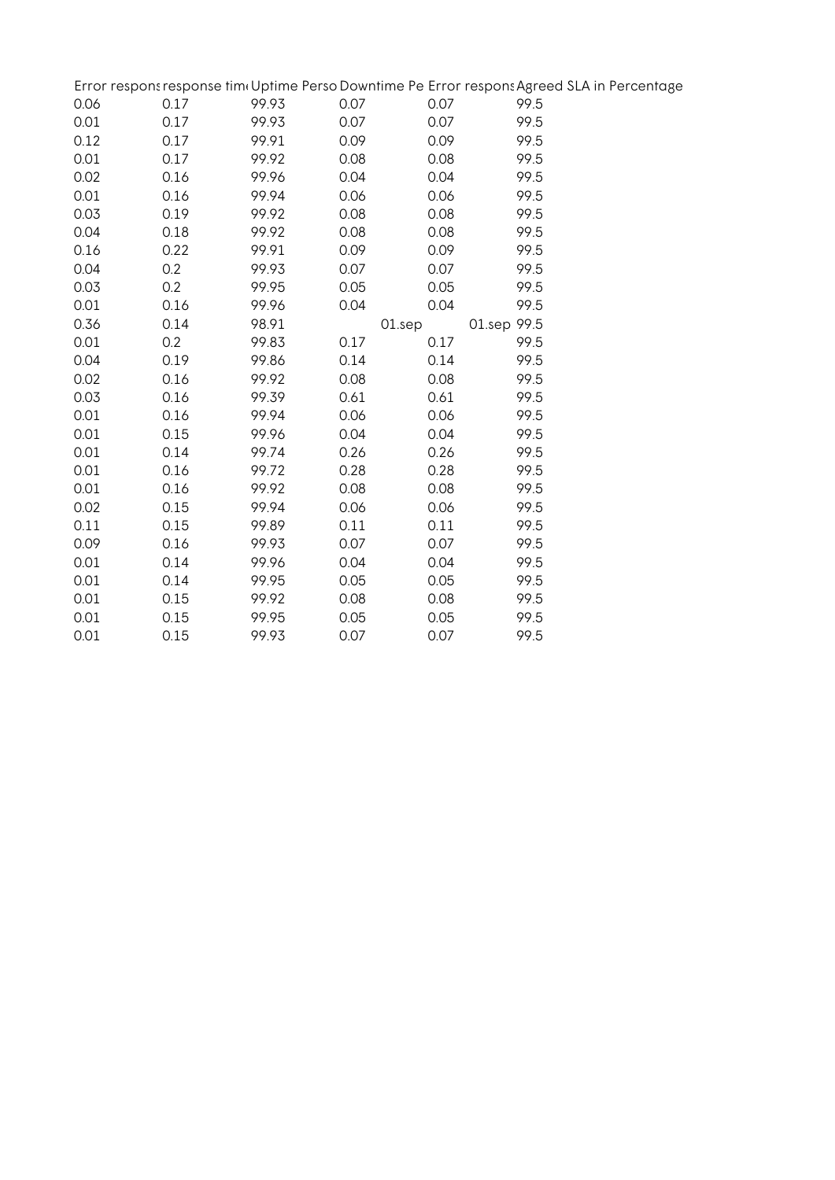| Error respons | response tim | Uptime Perso | Downtime Pe | Error respons | Agreed SLA in Percentage |
|---|---|---|---|---|---|
| 0.06 | 0.17 | 99.93 | 0.07 | 0.07 | 99.5 |
| 0.01 | 0.17 | 99.93 | 0.07 | 0.07 | 99.5 |
| 0.12 | 0.17 | 99.91 | 0.09 | 0.09 | 99.5 |
| 0.01 | 0.17 | 99.92 | 0.08 | 0.08 | 99.5 |
| 0.02 | 0.16 | 99.96 | 0.04 | 0.04 | 99.5 |
| 0.01 | 0.16 | 99.94 | 0.06 | 0.06 | 99.5 |
| 0.03 | 0.19 | 99.92 | 0.08 | 0.08 | 99.5 |
| 0.04 | 0.18 | 99.92 | 0.08 | 0.08 | 99.5 |
| 0.16 | 0.22 | 99.91 | 0.09 | 0.09 | 99.5 |
| 0.04 | 0.2 | 99.93 | 0.07 | 0.07 | 99.5 |
| 0.03 | 0.2 | 99.95 | 0.05 | 0.05 | 99.5 |
| 0.01 | 0.16 | 99.96 | 0.04 | 0.04 | 99.5 |
| 0.36 | 0.14 | 98.91 | 01.sep | 01.sep | 99.5 |
| 0.01 | 0.2 | 99.83 | 0.17 | 0.17 | 99.5 |
| 0.04 | 0.19 | 99.86 | 0.14 | 0.14 | 99.5 |
| 0.02 | 0.16 | 99.92 | 0.08 | 0.08 | 99.5 |
| 0.03 | 0.16 | 99.39 | 0.61 | 0.61 | 99.5 |
| 0.01 | 0.16 | 99.94 | 0.06 | 0.06 | 99.5 |
| 0.01 | 0.15 | 99.96 | 0.04 | 0.04 | 99.5 |
| 0.01 | 0.14 | 99.74 | 0.26 | 0.26 | 99.5 |
| 0.01 | 0.16 | 99.72 | 0.28 | 0.28 | 99.5 |
| 0.01 | 0.16 | 99.92 | 0.08 | 0.08 | 99.5 |
| 0.02 | 0.15 | 99.94 | 0.06 | 0.06 | 99.5 |
| 0.11 | 0.15 | 99.89 | 0.11 | 0.11 | 99.5 |
| 0.09 | 0.16 | 99.93 | 0.07 | 0.07 | 99.5 |
| 0.01 | 0.14 | 99.96 | 0.04 | 0.04 | 99.5 |
| 0.01 | 0.14 | 99.95 | 0.05 | 0.05 | 99.5 |
| 0.01 | 0.15 | 99.92 | 0.08 | 0.08 | 99.5 |
| 0.01 | 0.15 | 99.95 | 0.05 | 0.05 | 99.5 |
| 0.01 | 0.15 | 99.93 | 0.07 | 0.07 | 99.5 |